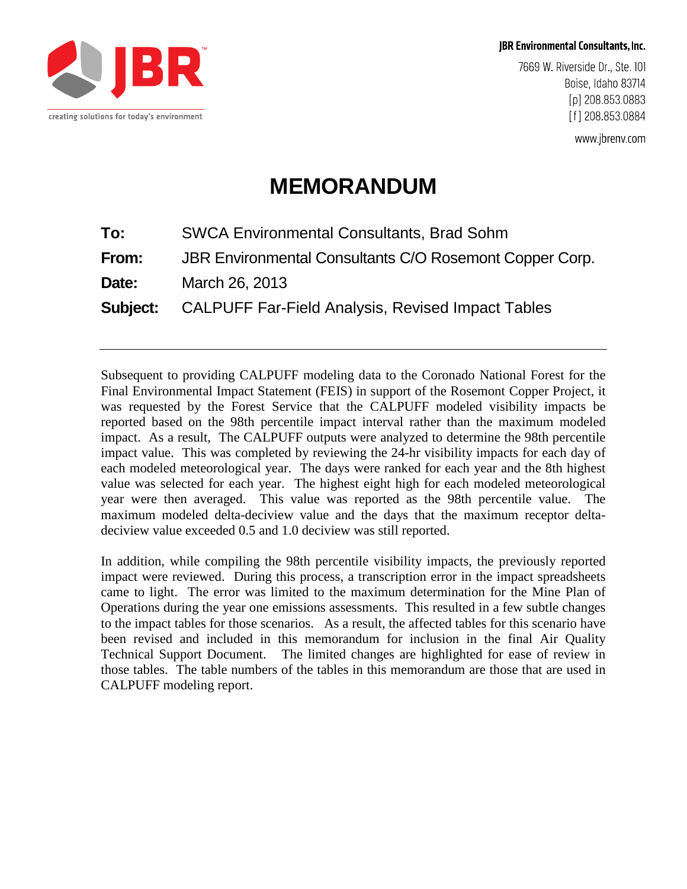JBR

creating solutions for today's environment

**JBR Environmental Consultants, Inc.**
7669 W. Riverside Dr., Ste. 101
Boise, Idaho 83714
[p] 208.853.0883
[f] 208.853.0884
www.jbrenv.com

# MEMORANDUM

**To:** SWCA Environmental Consultants, Brad Sohm

**From:** JBR Environmental Consultants C/O Rosemont Copper Corp.

**Date:** March 26, 2013

**Subject:** CALPUFF Far-Field Analysis, Revised Impact Tables

---

Subsequent to providing CALPUFF modeling data to the Coronado National Forest for the Final Environmental Impact Statement (FEIS) in support of the Rosemont Copper Project, it was requested by the Forest Service that the CALPUFF modeled visibility impacts be reported based on the 98th percentile impact interval rather than the maximum modeled impact. As a result, The CALPUFF outputs were analyzed to determine the 98th percentile impact value. This was completed by reviewing the 24-hr visibility impacts for each day of each modeled meteorological year. The days were ranked for each year and the 8th highest value was selected for each year. The highest eight high for each modeled meteorological year were then averaged. This value was reported as the 98th percentile value. The maximum modeled delta-deciview value and the days that the maximum receptor delta-deciview value exceeded 0.5 and 1.0 deciview was still reported.

In addition, while compiling the 98th percentile visibility impacts, the previously reported impact were reviewed. During this process, a transcription error in the impact spreadsheets came to light. The error was limited to the maximum determination for the Mine Plan of Operations during the year one emissions assessments. This resulted in a few subtle changes to the impact tables for those scenarios. As a result, the affected tables for this scenario have been revised and included in this memorandum for inclusion in the final Air Quality Technical Support Document. The limited changes are highlighted for ease of review in those tables. The table numbers of the tables in this memorandum are those that are used in CALPUFF modeling report.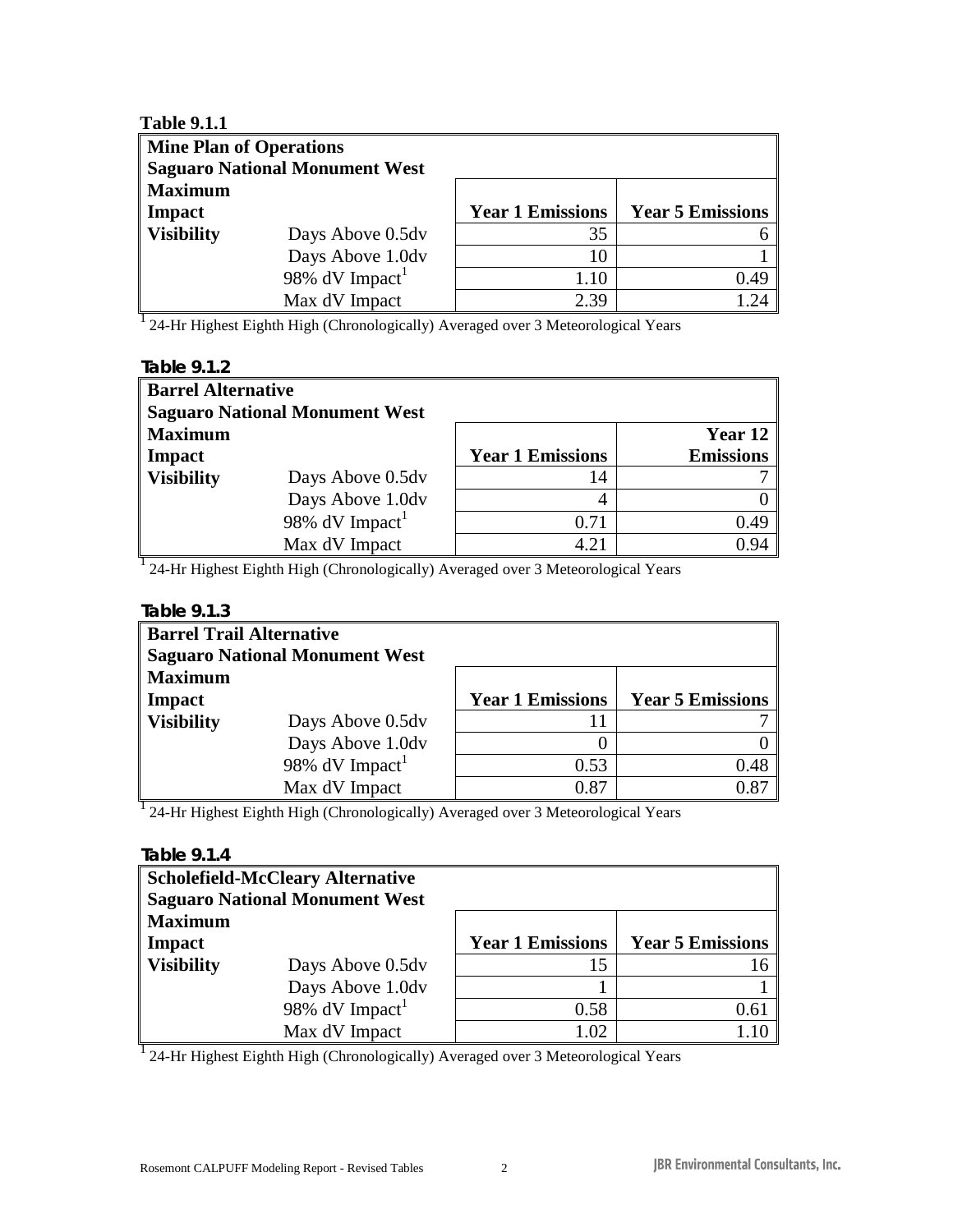**Table 9.1.1**

| Mine Plan of Operations<br>Saguaro National Monument West | | | |
|---|---|---|---|
| **Maximum Impact** | | **Year 1 Emissions** | **Year 5 Emissions** |
| **Visibility** | Days Above 0.5dv | 35 | 6 |
| | Days Above 1.0dv | 10 | 1 |
| | 98% dV Impact[1] | 1.10 | 0.49 |
| | Max dV Impact | 2.39 | 1.24 |

[1] 24-Hr Highest Eighth High (Chronologically) Averaged over 3 Meteorological Years

**Table 9.1.2**

| Barrel Alternative<br>Saguaro National Monument West | | | |
|---|---|---|---|
| **Maximum Impact** | | **Year 1 Emissions** | **Year 12 Emissions** |
| **Visibility** | Days Above 0.5dv | 14 | 7 |
| | Days Above 1.0dv | 4 | 0 |
| | 98% dV Impact[1] | 0.71 | 0.49 |
| | Max dV Impact | 4.21 | 0.94 |

[1] 24-Hr Highest Eighth High (Chronologically) Averaged over 3 Meteorological Years

**Table 9.1.3**

| Barrel Trail Alternative<br>Saguaro National Monument West | | | |
|---|---|---|---|
| **Maximum Impact** | | **Year 1 Emissions** | **Year 5 Emissions** |
| **Visibility** | Days Above 0.5dv | 11 | 7 |
| | Days Above 1.0dv | 0 | 0 |
| | 98% dV Impact[1] | 0.53 | 0.48 |
| | Max dV Impact | 0.87 | 0.87 |

[1] 24-Hr Highest Eighth High (Chronologically) Averaged over 3 Meteorological Years

**Table 9.1.4**

| Scholefield-McCleary Alternative<br>Saguaro National Monument West | | | |
|---|---|---|---|
| **Maximum Impact** | | **Year 1 Emissions** | **Year 5 Emissions** |
| **Visibility** | Days Above 0.5dv | 15 | 16 |
| | Days Above 1.0dv | 1 | 1 |
| | 98% dV Impact[1] | 0.58 | 0.61 |
| | Max dV Impact | 1.02 | 1.10 |

[1] 24-Hr Highest Eighth High (Chronologically) Averaged over 3 Meteorological Years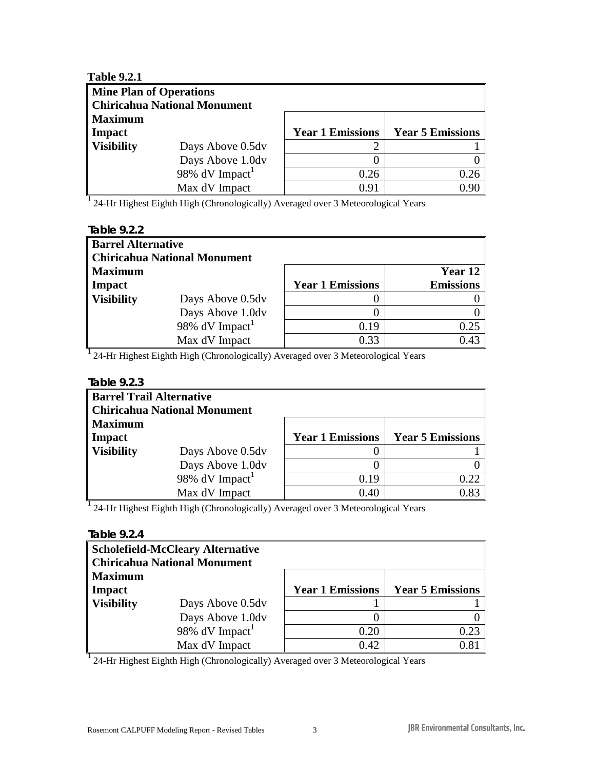**Table 9.2.1**

| Mine Plan of Operations<br>Chiricahua National Monument | | | |
|---|---|---|---|
| **Maximum Impact** | | **Year 1 Emissions** | **Year 5 Emissions** |
| **Visibility** | Days Above 0.5dv | 2 | 1 |
| | Days Above 1.0dv | 0 | 0 |
| | 98% dV Impact[1] | 0.26 | 0.26 |
| | Max dV Impact | 0.91 | 0.90 |

[1] 24-Hr Highest Eighth High (Chronologically) Averaged over 3 Meteorological Years

**Table 9.2.2**

| Barrel Alternative<br>Chiricahua National Monument | | | |
|---|---|---|---|
| **Maximum Impact** | | **Year 1 Emissions** | **Year 12 Emissions** |
| **Visibility** | Days Above 0.5dv | 0 | 0 |
| | Days Above 1.0dv | 0 | 0 |
| | 98% dV Impact[1] | 0.19 | 0.25 |
| | Max dV Impact | 0.33 | 0.43 |

[1] 24-Hr Highest Eighth High (Chronologically) Averaged over 3 Meteorological Years

**Table 9.2.3**

| Barrel Trail Alternative<br>Chiricahua National Monument | | | |
|---|---|---|---|
| **Maximum Impact** | | **Year 1 Emissions** | **Year 5 Emissions** |
| **Visibility** | Days Above 0.5dv | 0 | 1 |
| | Days Above 1.0dv | 0 | 0 |
| | 98% dV Impact[1] | 0.19 | 0.22 |
| | Max dV Impact | 0.40 | 0.83 |

[1] 24-Hr Highest Eighth High (Chronologically) Averaged over 3 Meteorological Years

**Table 9.2.4**

| Scholefield-McCleary Alternative<br>Chiricahua National Monument | | | |
|---|---|---|---|
| **Maximum Impact** | | **Year 1 Emissions** | **Year 5 Emissions** |
| **Visibility** | Days Above 0.5dv | 1 | 1 |
| | Days Above 1.0dv | 0 | 0 |
| | 98% dV Impact[1] | 0.20 | 0.23 |
| | Max dV Impact | 0.42 | 0.81 |

[1] 24-Hr Highest Eighth High (Chronologically) Averaged over 3 Meteorological Years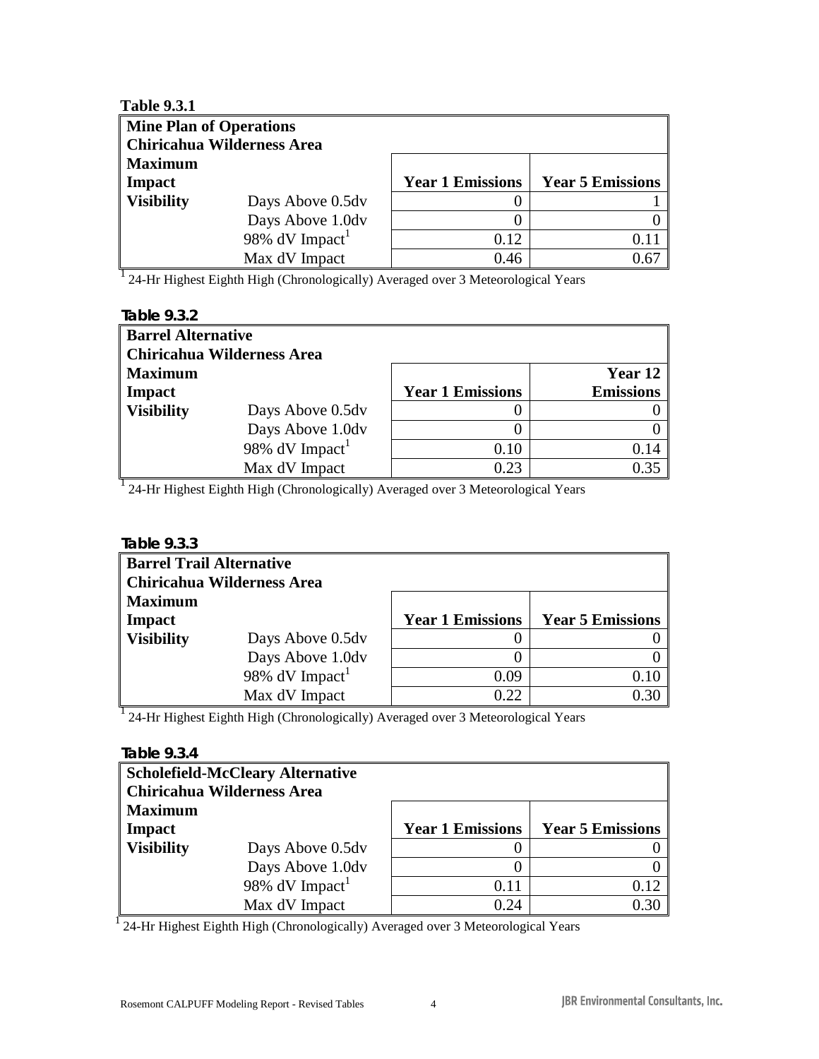**Table 9.3.1**

| Mine Plan of Operations<br>Chiricahua Wilderness Area | | | |
|---|---|---|---|
| **Maximum Impact** | | **Year 1 Emissions** | **Year 5 Emissions** |
| **Visibility** | Days Above 0.5dv | 0 | 1 |
| | Days Above 1.0dv | 0 | 0 |
| | 98% dV Impact[1] | 0.12 | 0.11 |
| | Max dV Impact | 0.46 | 0.67 |

[1] 24-Hr Highest Eighth High (Chronologically) Averaged over 3 Meteorological Years

**Table 9.3.2**

| Barrel Alternative<br>Chiricahua Wilderness Area | | | |
|---|---|---|---|
| **Maximum Impact** | | **Year 1 Emissions** | **Year 12 Emissions** |
| **Visibility** | Days Above 0.5dv | 0 | 0 |
| | Days Above 1.0dv | 0 | 0 |
| | 98% dV Impact[1] | 0.10 | 0.14 |
| | Max dV Impact | 0.23 | 0.35 |

[1] 24-Hr Highest Eighth High (Chronologically) Averaged over 3 Meteorological Years

**Table 9.3.3**

| Barrel Trail Alternative<br>Chiricahua Wilderness Area | | | |
|---|---|---|---|
| **Maximum Impact** | | **Year 1 Emissions** | **Year 5 Emissions** |
| **Visibility** | Days Above 0.5dv | 0 | 0 |
| | Days Above 1.0dv | 0 | 0 |
| | 98% dV Impact[1] | 0.09 | 0.10 |
| | Max dV Impact | 0.22 | 0.30 |

[1] 24-Hr Highest Eighth High (Chronologically) Averaged over 3 Meteorological Years

**Table 9.3.4**

| Scholefield-McCleary Alternative<br>Chiricahua Wilderness Area | | | |
|---|---|---|---|
| **Maximum Impact** | | **Year 1 Emissions** | **Year 5 Emissions** |
| **Visibility** | Days Above 0.5dv | 0 | 0 |
| | Days Above 1.0dv | 0 | 0 |
| | 98% dV Impact[1] | 0.11 | 0.12 |
| | Max dV Impact | 0.24 | 0.30 |

[1] 24-Hr Highest Eighth High (Chronologically) Averaged over 3 Meteorological Years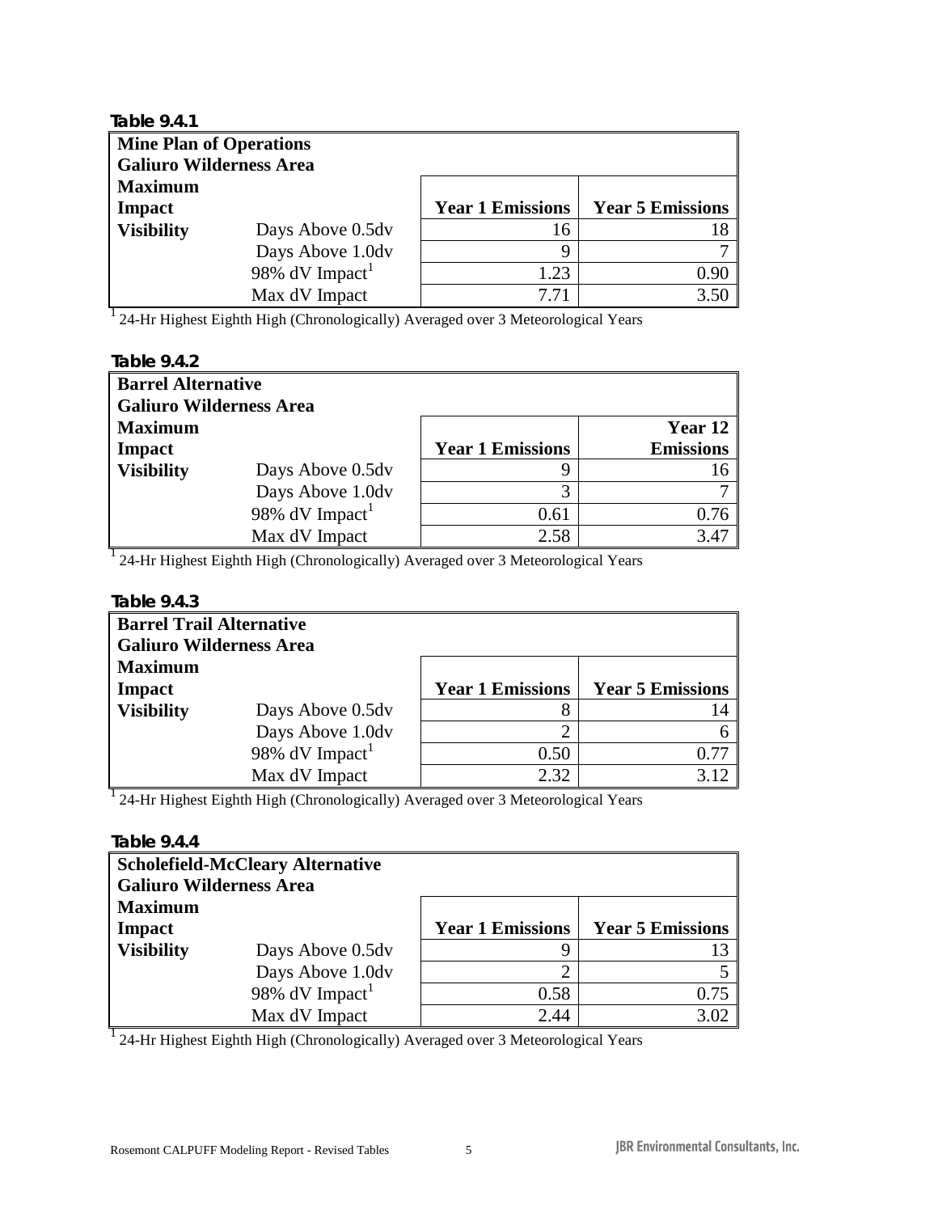**Table 9.4.1**

| Mine Plan of Operations<br>Galiuro Wilderness Area<br>Maximum Impact | | Year 1 Emissions | Year 5 Emissions |
|---|---|---|---|
| **Visibility** | Days Above 0.5dv | 16 | 18 |
| | Days Above 1.0dv | 9 | 7 |
| | 98% dV Impact[1] | 1.23 | 0.90 |
| | Max dV Impact | 7.71 | 3.50 |

[1] 24-Hr Highest Eighth High (Chronologically) Averaged over 3 Meteorological Years

**Table 9.4.2**

| Barrel Alternative<br>Galiuro Wilderness Area<br>Maximum Impact | | Year 1 Emissions | Year 12 Emissions |
|---|---|---|---|
| **Visibility** | Days Above 0.5dv | 9 | 16 |
| | Days Above 1.0dv | 3 | 7 |
| | 98% dV Impact[1] | 0.61 | 0.76 |
| | Max dV Impact | 2.58 | 3.47 |

[1] 24-Hr Highest Eighth High (Chronologically) Averaged over 3 Meteorological Years

**Table 9.4.3**

| Barrel Trail Alternative<br>Galiuro Wilderness Area<br>Maximum Impact | | Year 1 Emissions | Year 5 Emissions |
|---|---|---|---|
| **Visibility** | Days Above 0.5dv | 8 | 14 |
| | Days Above 1.0dv | 2 | 6 |
| | 98% dV Impact[1] | 0.50 | 0.77 |
| | Max dV Impact | 2.32 | 3.12 |

[1] 24-Hr Highest Eighth High (Chronologically) Averaged over 3 Meteorological Years

**Table 9.4.4**

| Scholefield-McCleary Alternative<br>Galiuro Wilderness Area<br>Maximum Impact | | Year 1 Emissions | Year 5 Emissions |
|---|---|---|---|
| **Visibility** | Days Above 0.5dv | 9 | 13 |
| | Days Above 1.0dv | 2 | 5 |
| | 98% dV Impact[1] | 0.58 | 0.75 |
| | Max dV Impact | 2.44 | 3.02 |

[1] 24-Hr Highest Eighth High (Chronologically) Averaged over 3 Meteorological Years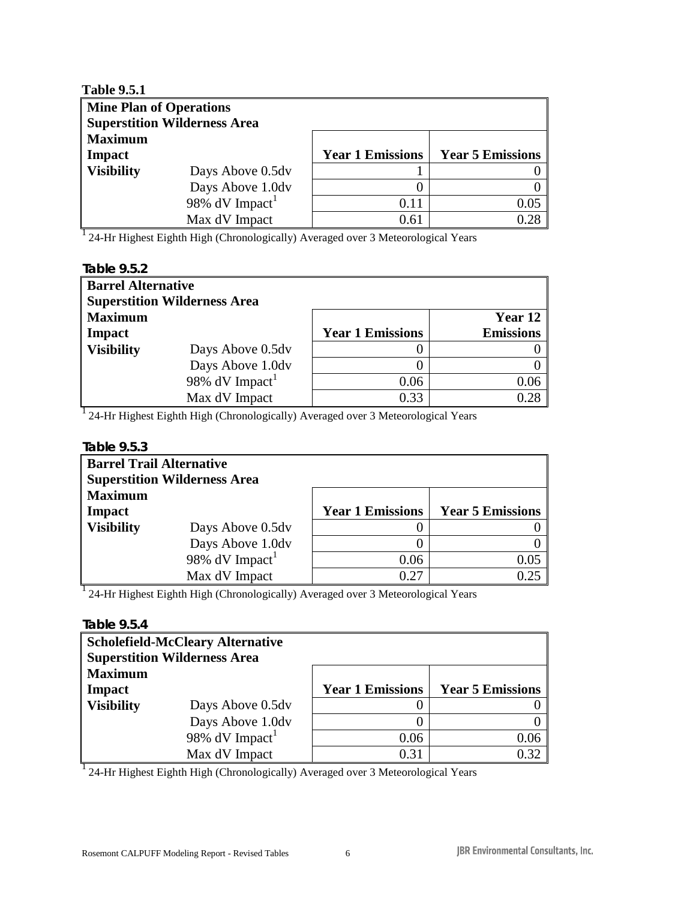**Table 9.5.1**

| Mine Plan of Operations<br>Superstition Wilderness Area | | | |
|---|---|---|---|
| **Maximum Impact** | | **Year 1 Emissions** | **Year 5 Emissions** |
| **Visibility** | Days Above 0.5dv | 1 | 0 |
| | Days Above 1.0dv | 0 | 0 |
| | 98% dV Impact[1] | 0.11 | 0.05 |
| | Max dV Impact | 0.61 | 0.28 |

[1] 24-Hr Highest Eighth High (Chronologically) Averaged over 3 Meteorological Years

**Table 9.5.2**

| Barrel Alternative<br>Superstition Wilderness Area | | | |
|---|---|---|---|
| **Maximum Impact** | | **Year 1 Emissions** | **Year 12 Emissions** |
| **Visibility** | Days Above 0.5dv | 0 | 0 |
| | Days Above 1.0dv | 0 | 0 |
| | 98% dV Impact[1] | 0.06 | 0.06 |
| | Max dV Impact | 0.33 | 0.28 |

[1] 24-Hr Highest Eighth High (Chronologically) Averaged over 3 Meteorological Years

**Table 9.5.3**

| Barrel Trail Alternative<br>Superstition Wilderness Area | | | |
|---|---|---|---|
| **Maximum Impact** | | **Year 1 Emissions** | **Year 5 Emissions** |
| **Visibility** | Days Above 0.5dv | 0 | 0 |
| | Days Above 1.0dv | 0 | 0 |
| | 98% dV Impact[1] | 0.06 | 0.05 |
| | Max dV Impact | 0.27 | 0.25 |

[1] 24-Hr Highest Eighth High (Chronologically) Averaged over 3 Meteorological Years

**Table 9.5.4**

| Scholefield-McCleary Alternative<br>Superstition Wilderness Area | | | |
|---|---|---|---|
| **Maximum Impact** | | **Year 1 Emissions** | **Year 5 Emissions** |
| **Visibility** | Days Above 0.5dv | 0 | 0 |
| | Days Above 1.0dv | 0 | 0 |
| | 98% dV Impact[1] | 0.06 | 0.06 |
| | Max dV Impact | 0.31 | 0.32 |

[1] 24-Hr Highest Eighth High (Chronologically) Averaged over 3 Meteorological Years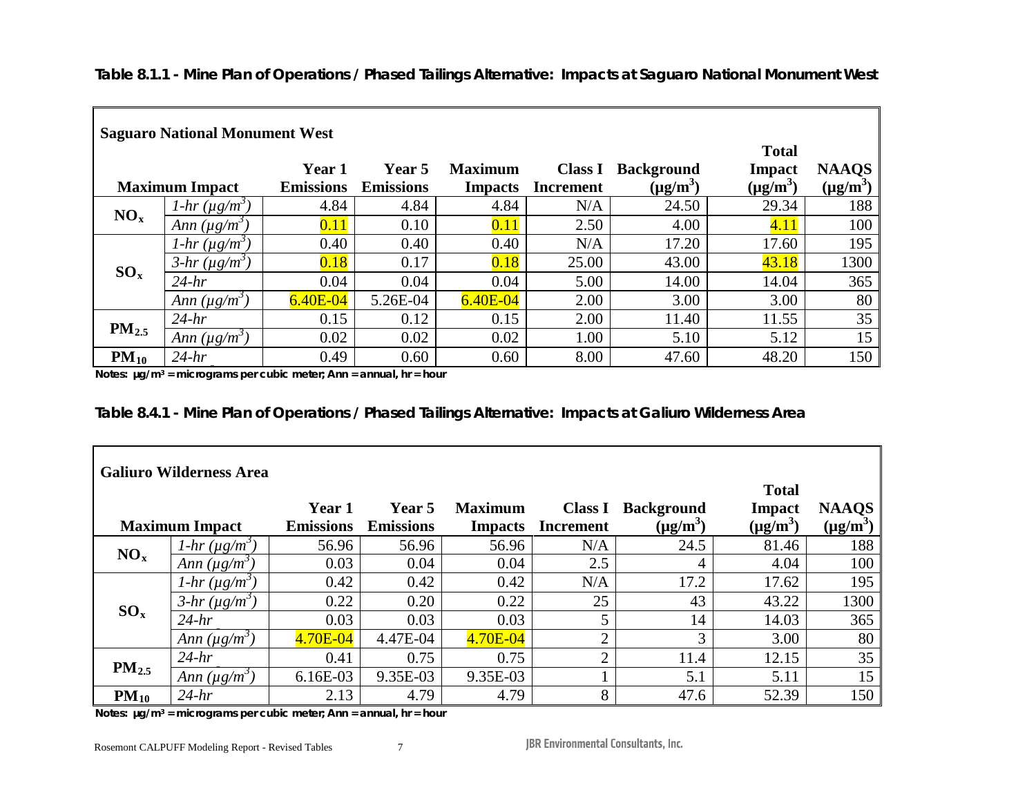**Table 8.1.1 - Mine Plan of Operations / Phased Tailings Alternative: Impacts at Saguaro National Monument West**

| Saguaro National Monument West | | | | | | | | |
|---|---|---|---|---|---|---|---|---|
| **Maximum Impact** | | **Year 1 Emissions** | **Year 5 Emissions** | **Maximum Impacts** | **Class I Increment** | **Background ($\mu g/m^3$)** | **Total Impact ($\mu g/m^3$)** | **NAAQS ($\mu g/m^3$)** |
| **$NO_x$** | *1-hr ($\mu g/m^3$)* | 4.84 | 4.84 | 4.84 | N/A | 24.50 | 29.34 | 188 |
| | *Ann ($\mu g/m^3$)* | 0.11 | 0.10 | 0.11 | 2.50 | 4.00 | 4.11 | 100 |
| **$SO_x$** | *1-hr ($\mu g/m^3$)* | 0.40 | 0.40 | 0.40 | N/A | 17.20 | 17.60 | 195 |
| | *3-hr ($\mu g/m^3$)* | 0.18 | 0.17 | 0.18 | 25.00 | 43.00 | 43.18 | 1300 |
| | *24-hr* | 0.04 | 0.04 | 0.04 | 5.00 | 14.00 | 14.04 | 365 |
| | *Ann ($\mu g/m^3$)* | 6.40E-04 | 5.26E-04 | 6.40E-04 | 2.00 | 3.00 | 3.00 | 80 |
| **$PM_{2.5}$** | *24-hr* | 0.15 | 0.12 | 0.15 | 2.00 | 11.40 | 11.55 | 35 |
| | *Ann ($\mu g/m^3$)* | 0.02 | 0.02 | 0.02 | 1.00 | 5.10 | 5.12 | 15 |
| **$PM_{10}$** | *24-hr* | 0.49 | 0.60 | 0.60 | 8.00 | 47.60 | 48.20 | 150 |

**Notes: µg/m³ = micrograms per cubic meter; Ann = annual, hr = hour**

**Table 8.4.1 - Mine Plan of Operations / Phased Tailings Alternative: Impacts at Galiuro Wilderness Area**

| Galiuro Wilderness Area | | | | | | | | |
|---|---|---|---|---|---|---|---|---|
| **Maximum Impact** | | **Year 1 Emissions** | **Year 5 Emissions** | **Maximum Impacts** | **Class I Increment** | **Background ($\mu g/m^3$)** | **Total Impact ($\mu g/m^3$)** | **NAAQS ($\mu g/m^3$)** |
| **$NO_x$** | *1-hr ($\mu g/m^3$)* | 56.96 | 56.96 | 56.96 | N/A | 24.5 | 81.46 | 188 |
| | *Ann ($\mu g/m^3$)* | 0.03 | 0.04 | 0.04 | 2.5 | 4 | 4.04 | 100 |
| **$SO_x$** | *1-hr ($\mu g/m^3$)* | 0.42 | 0.42 | 0.42 | N/A | 17.2 | 17.62 | 195 |
| | *3-hr ($\mu g/m^3$)* | 0.22 | 0.20 | 0.22 | 25 | 43 | 43.22 | 1300 |
| | *24-hr* | 0.03 | 0.03 | 0.03 | 5 | 14 | 14.03 | 365 |
| | *Ann ($\mu g/m^3$)* | 4.70E-04 | 4.47E-04 | 4.70E-04 | 2 | 3 | 3.00 | 80 |
| **$PM_{2.5}$** | *24-hr* | 0.41 | 0.75 | 0.75 | 2 | 11.4 | 12.15 | 35 |
| | *Ann ($\mu g/m^3$)* | 6.16E-03 | 9.35E-03 | 9.35E-03 | 1 | 5.1 | 5.11 | 15 |
| **$PM_{10}$** | *24-hr* | 2.13 | 4.79 | 4.79 | 8 | 47.6 | 52.39 | 150 |

**Notes: µg/m³ = micrograms per cubic meter; Ann = annual, hr = hour**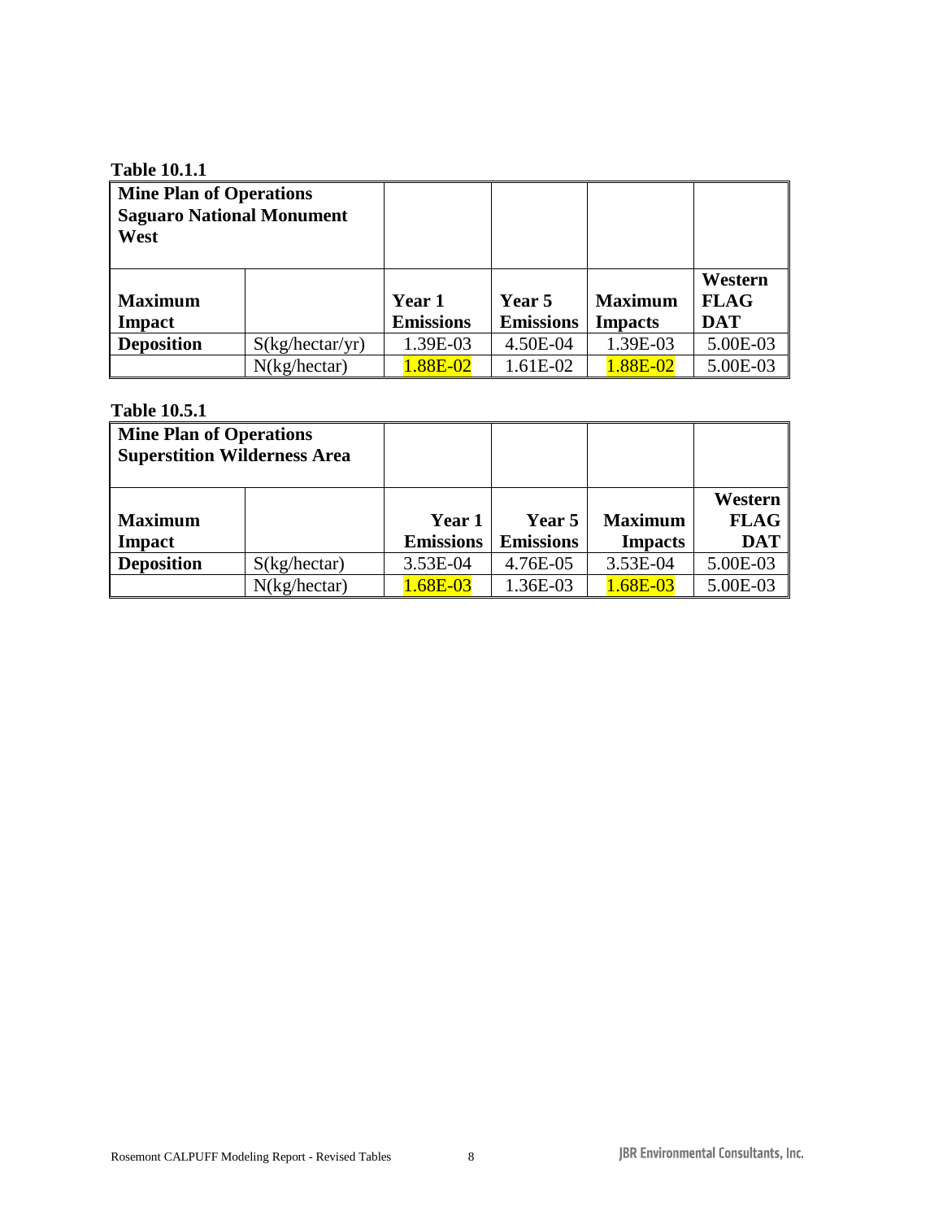**Table 10.1.1**

| Mine Plan of Operations Saguaro National Monument West | | | | | |
|---|---|---|---|---|---|
| **Maximum Impact** | | **Year 1 Emissions** | **Year 5 Emissions** | **Maximum Impacts** | **Western FLAG DAT** |
| **Deposition** | S(kg/hectar/yr) | 1.39E-03 | 4.50E-04 | 1.39E-03 | 5.00E-03 |
| | N(kg/hectar) | 1.88E-02 | 1.61E-02 | 1.88E-02 | 5.00E-03 |

**Table 10.5.1**

| Mine Plan of Operations Superstition Wilderness Area | | | | | |
|---|---|---|---|---|---|
| **Maximum Impact** | | **Year 1 Emissions** | **Year 5 Emissions** | **Maximum Impacts** | **Western FLAG DAT** |
| **Deposition** | S(kg/hectar) | 3.53E-04 | 4.76E-05 | 3.53E-04 | 5.00E-03 |
| | N(kg/hectar) | 1.68E-03 | 1.36E-03 | 1.68E-03 | 5.00E-03 |